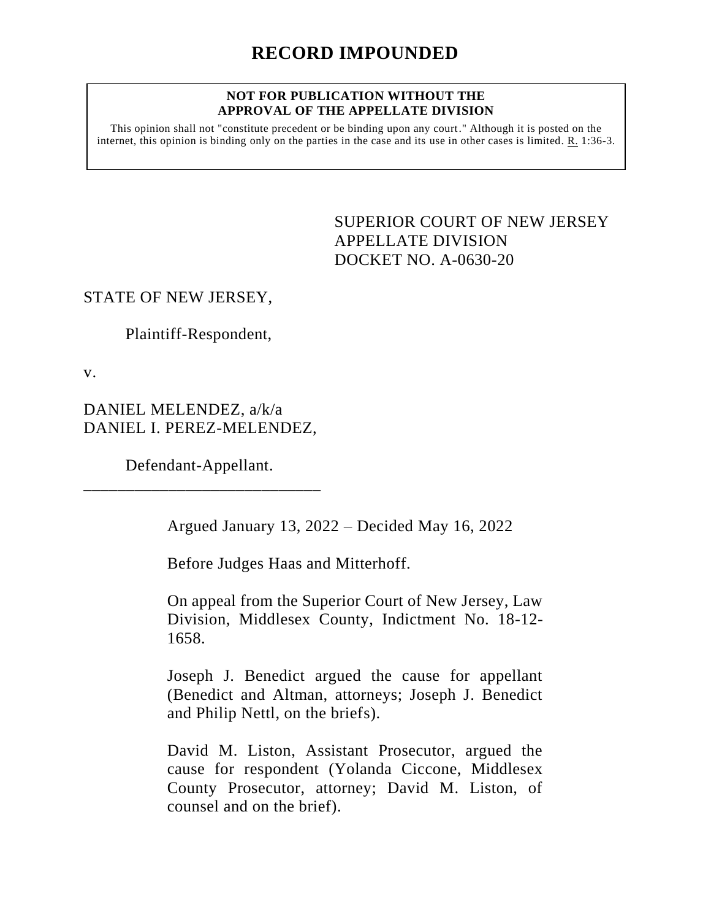# RECORD IMPOUNDED

**NOT FOR PUBLICATION WITHOUT THE APPROVAL OF THE APPELLATE DIVISION**

This opinion shall not "constitute precedent or be binding upon any court." Although it is posted on the internet, this opinion is binding only on the parties in the case and its use in other cases is limited. R. 1:36-3.

SUPERIOR COURT OF NEW JERSEY
APPELLATE DIVISION
DOCKET NO. A-0630-20

STATE OF NEW JERSEY,

Plaintiff-Respondent,

v.

DANIEL MELENDEZ, a/k/a
DANIEL I. PEREZ-MELENDEZ,

Defendant-Appellant.

\_\_\_\_\_\_\_\_\_\_\_\_\_\_\_\_\_\_\_\_\_\_\_\_\_\_\_\_

Argued January 13, 2022 – Decided May 16, 2022

Before Judges Haas and Mitterhoff.

On appeal from the Superior Court of New Jersey, Law Division, Middlesex County, Indictment No. 18-12-1658.

Joseph J. Benedict argued the cause for appellant (Benedict and Altman, attorneys; Joseph J. Benedict and Philip Nettl, on the briefs).

David M. Liston, Assistant Prosecutor, argued the cause for respondent (Yolanda Ciccone, Middlesex County Prosecutor, attorney; David M. Liston, of counsel and on the brief).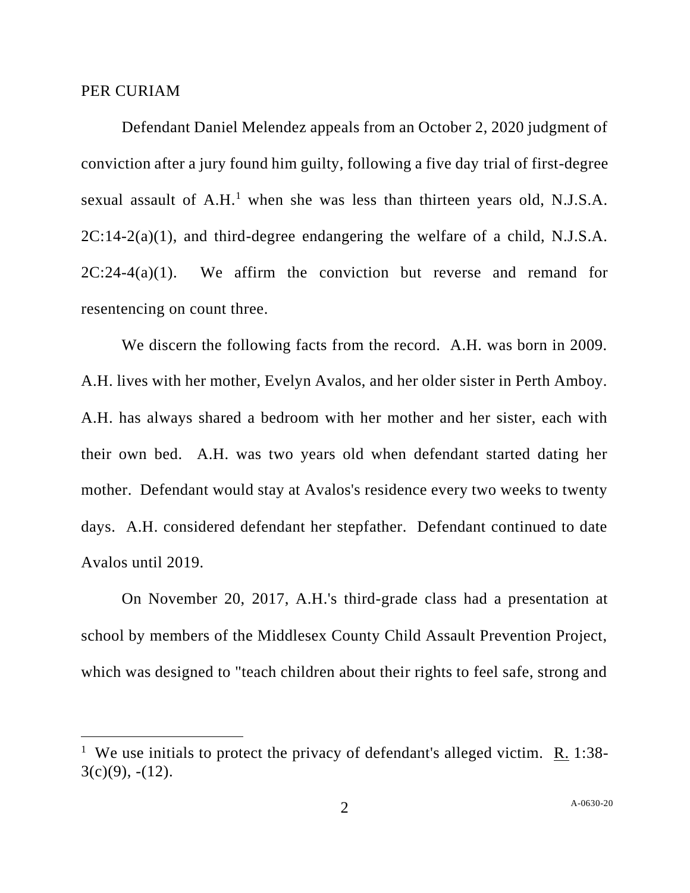PER CURIAM

Defendant Daniel Melendez appeals from an October 2, 2020 judgment of conviction after a jury found him guilty, following a five day trial of first-degree sexual assault of A.H.[1] when she was less than thirteen years old, N.J.S.A. 2C:14-2(a)(1), and third-degree endangering the welfare of a child, N.J.S.A. 2C:24-4(a)(1). We affirm the conviction but reverse and remand for resentencing on count three.

We discern the following facts from the record. A.H. was born in 2009. A.H. lives with her mother, Evelyn Avalos, and her older sister in Perth Amboy. A.H. has always shared a bedroom with her mother and her sister, each with their own bed. A.H. was two years old when defendant started dating her mother. Defendant would stay at Avalos's residence every two weeks to twenty days. A.H. considered defendant her stepfather. Defendant continued to date Avalos until 2019.

On November 20, 2017, A.H.'s third-grade class had a presentation at school by members of the Middlesex County Child Assault Prevention Project, which was designed to "teach children about their rights to feel safe, strong and

[1] We use initials to protect the privacy of defendant's alleged victim. R. 1:38-3(c)(9), -(12).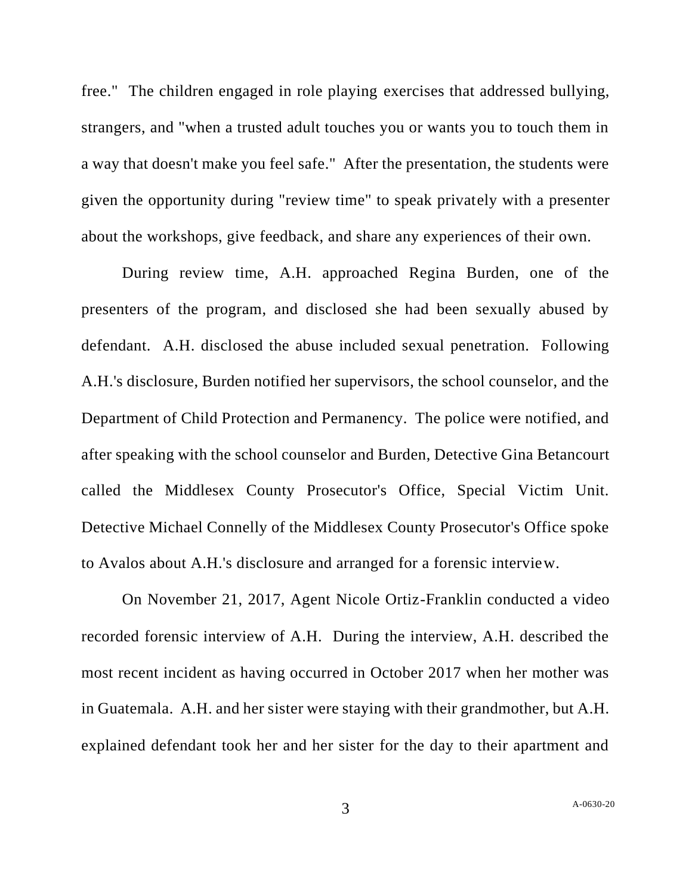free." The children engaged in role playing exercises that addressed bullying, strangers, and "when a trusted adult touches you or wants you to touch them in a way that doesn't make you feel safe." After the presentation, the students were given the opportunity during "review time" to speak privately with a presenter about the workshops, give feedback, and share any experiences of their own.

During review time, A.H. approached Regina Burden, one of the presenters of the program, and disclosed she had been sexually abused by defendant. A.H. disclosed the abuse included sexual penetration. Following A.H.'s disclosure, Burden notified her supervisors, the school counselor, and the Department of Child Protection and Permanency. The police were notified, and after speaking with the school counselor and Burden, Detective Gina Betancourt called the Middlesex County Prosecutor's Office, Special Victim Unit. Detective Michael Connelly of the Middlesex County Prosecutor's Office spoke to Avalos about A.H.'s disclosure and arranged for a forensic interview.

On November 21, 2017, Agent Nicole Ortiz-Franklin conducted a video recorded forensic interview of A.H. During the interview, A.H. described the most recent incident as having occurred in October 2017 when her mother was in Guatemala. A.H. and her sister were staying with their grandmother, but A.H. explained defendant took her and her sister for the day to their apartment and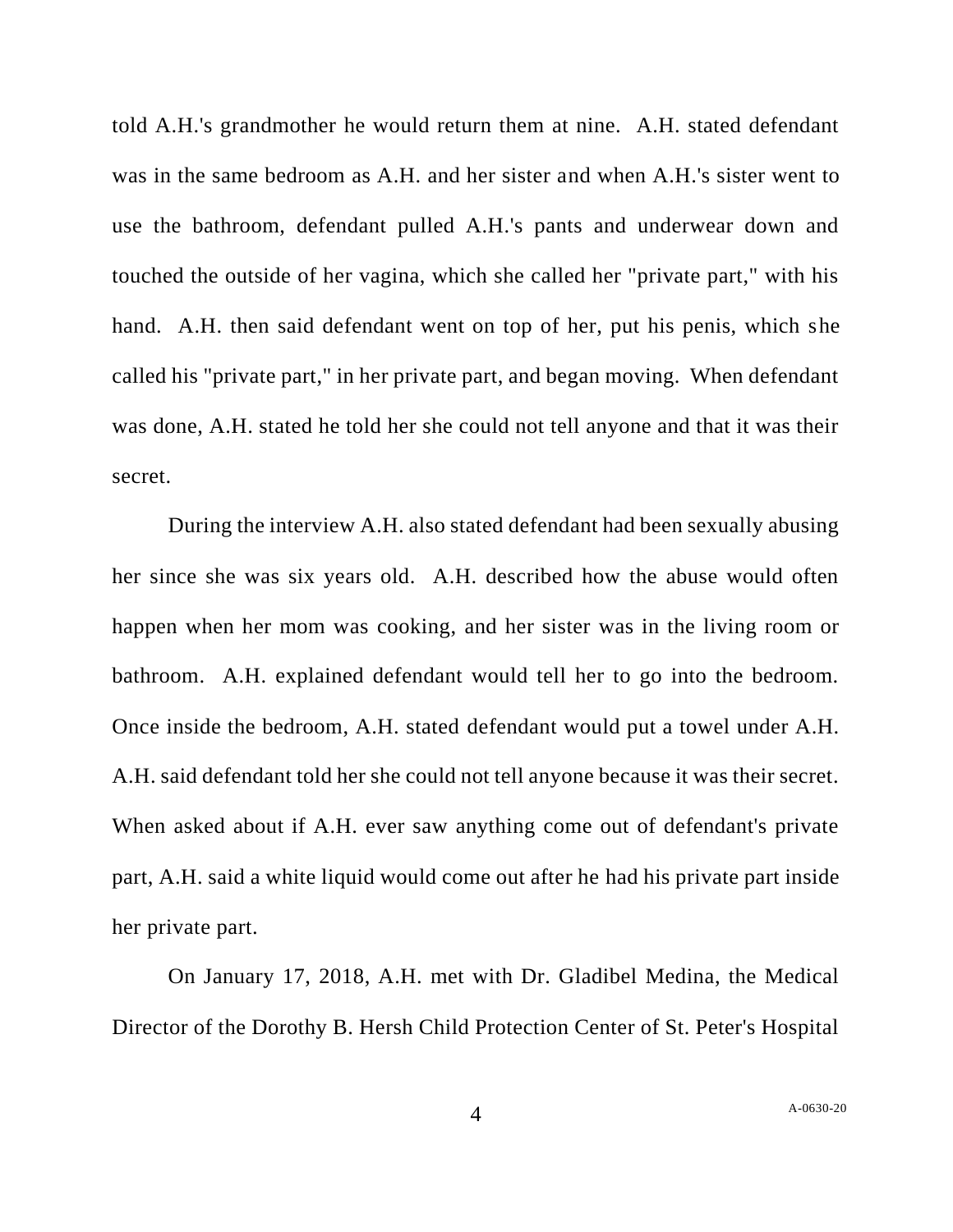told A.H.'s grandmother he would return them at nine. A.H. stated defendant was in the same bedroom as A.H. and her sister and when A.H.'s sister went to use the bathroom, defendant pulled A.H.'s pants and underwear down and touched the outside of her vagina, which she called her "private part," with his hand. A.H. then said defendant went on top of her, put his penis, which she called his "private part," in her private part, and began moving. When defendant was done, A.H. stated he told her she could not tell anyone and that it was their secret.

During the interview A.H. also stated defendant had been sexually abusing her since she was six years old. A.H. described how the abuse would often happen when her mom was cooking, and her sister was in the living room or bathroom. A.H. explained defendant would tell her to go into the bedroom. Once inside the bedroom, A.H. stated defendant would put a towel under A.H. A.H. said defendant told her she could not tell anyone because it was their secret. When asked about if A.H. ever saw anything come out of defendant's private part, A.H. said a white liquid would come out after he had his private part inside her private part.

On January 17, 2018, A.H. met with Dr. Gladibel Medina, the Medical Director of the Dorothy B. Hersh Child Protection Center of St. Peter's Hospital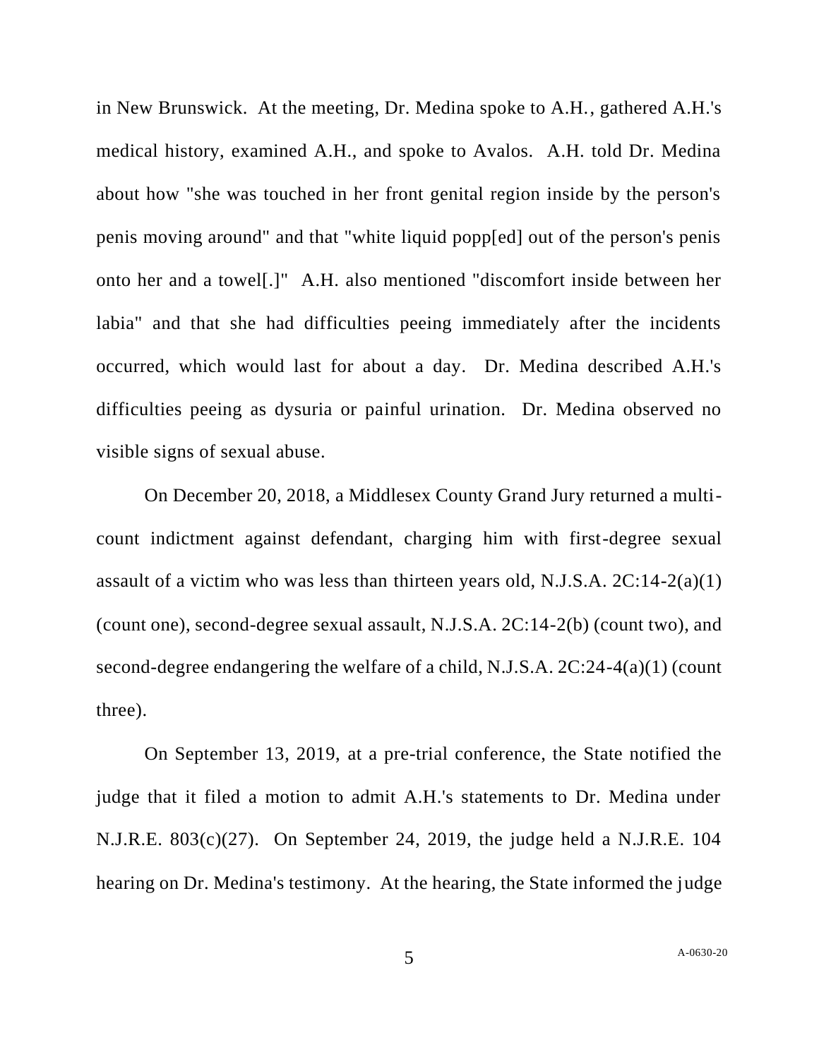in New Brunswick. At the meeting, Dr. Medina spoke to A.H., gathered A.H.'s medical history, examined A.H., and spoke to Avalos. A.H. told Dr. Medina about how "she was touched in her front genital region inside by the person's penis moving around" and that "white liquid popp[ed] out of the person's penis onto her and a towel[.]" A.H. also mentioned "discomfort inside between her labia" and that she had difficulties peeing immediately after the incidents occurred, which would last for about a day. Dr. Medina described A.H.'s difficulties peeing as dysuria or painful urination. Dr. Medina observed no visible signs of sexual abuse.

On December 20, 2018, a Middlesex County Grand Jury returned a multi-count indictment against defendant, charging him with first-degree sexual assault of a victim who was less than thirteen years old, N.J.S.A. 2C:14-2(a)(1) (count one), second-degree sexual assault, N.J.S.A. 2C:14-2(b) (count two), and second-degree endangering the welfare of a child, N.J.S.A. 2C:24-4(a)(1) (count three).

On September 13, 2019, at a pre-trial conference, the State notified the judge that it filed a motion to admit A.H.'s statements to Dr. Medina under N.J.R.E. 803(c)(27). On September 24, 2019, the judge held a N.J.R.E. 104 hearing on Dr. Medina's testimony. At the hearing, the State informed the judge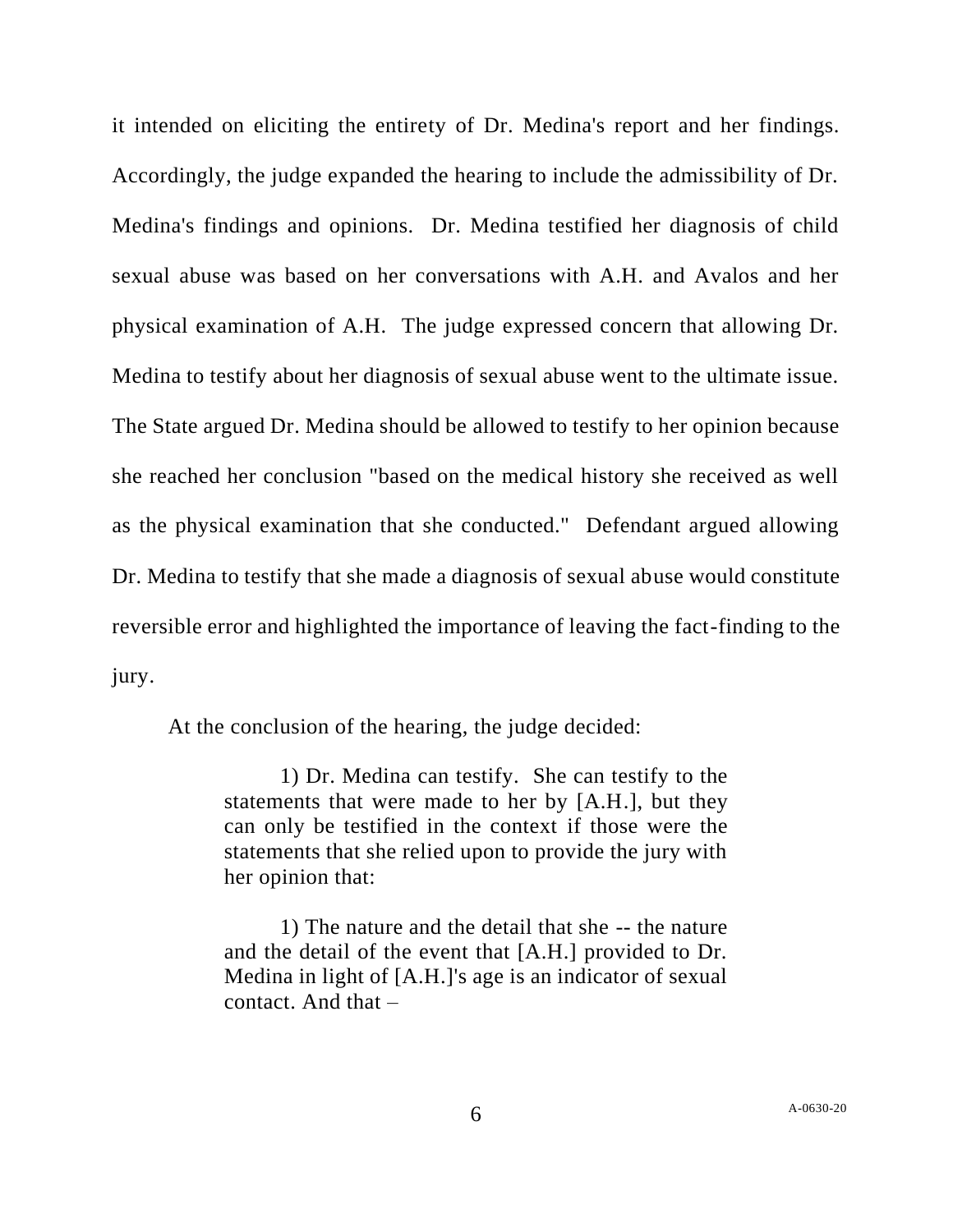it intended on eliciting the entirety of Dr. Medina's report and her findings. Accordingly, the judge expanded the hearing to include the admissibility of Dr. Medina's findings and opinions. Dr. Medina testified her diagnosis of child sexual abuse was based on her conversations with A.H. and Avalos and her physical examination of A.H. The judge expressed concern that allowing Dr. Medina to testify about her diagnosis of sexual abuse went to the ultimate issue. The State argued Dr. Medina should be allowed to testify to her opinion because she reached her conclusion "based on the medical history she received as well as the physical examination that she conducted." Defendant argued allowing Dr. Medina to testify that she made a diagnosis of sexual abuse would constitute reversible error and highlighted the importance of leaving the fact-finding to the jury.

At the conclusion of the hearing, the judge decided:

> 1) Dr. Medina can testify. She can testify to the statements that were made to her by [A.H.], but they can only be testified in the context if those were the statements that she relied upon to provide the jury with her opinion that:
>
> 1) The nature and the detail that she -- the nature and the detail of the event that [A.H.] provided to Dr. Medina in light of [A.H.]'s age is an indicator of sexual contact. And that –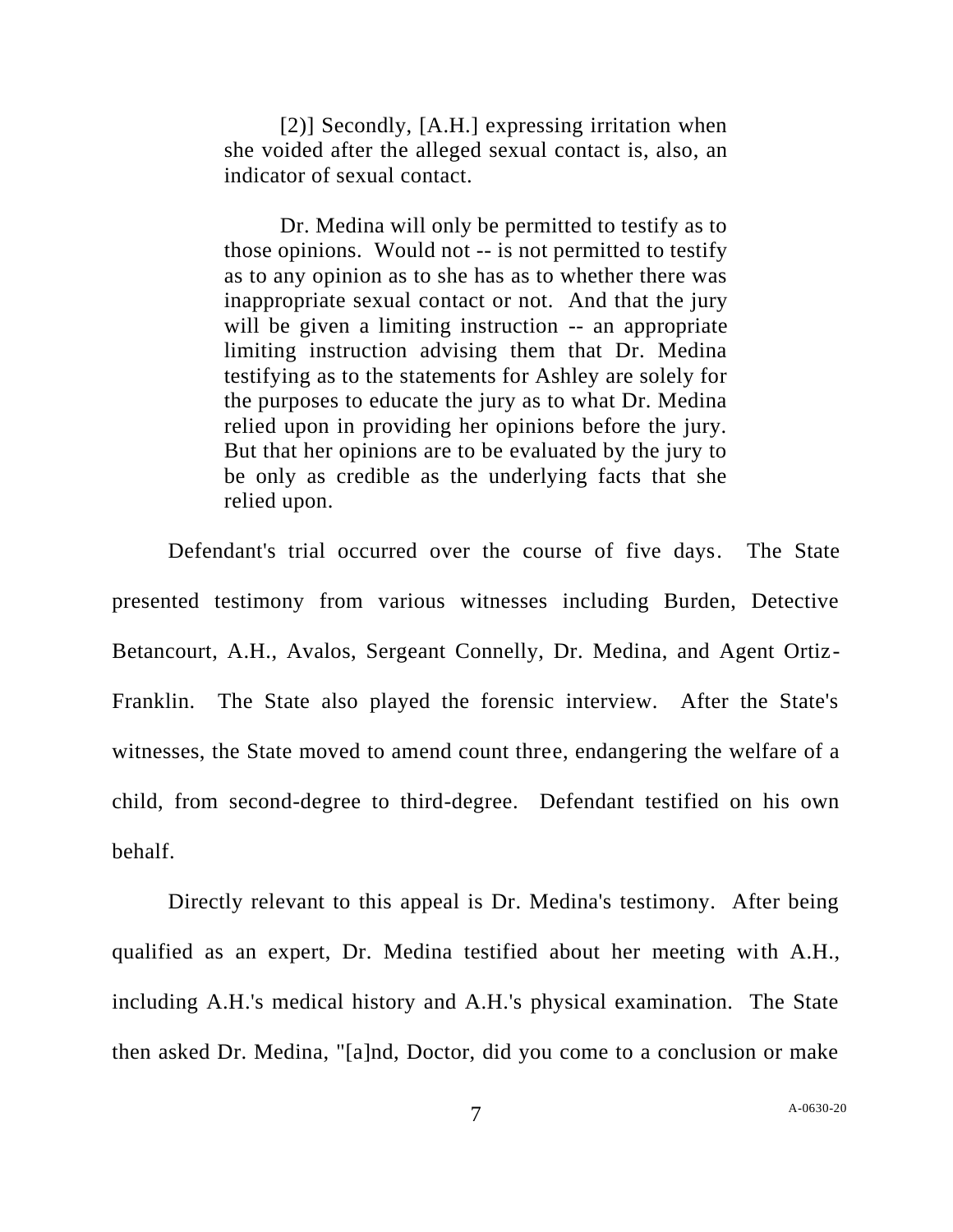> [2)] Secondly, [A.H.] expressing irritation when she voided after the alleged sexual contact is, also, an indicator of sexual contact.
>
> Dr. Medina will only be permitted to testify as to those opinions. Would not -- is not permitted to testify as to any opinion as to she has as to whether there was inappropriate sexual contact or not. And that the jury will be given a limiting instruction -- an appropriate limiting instruction advising them that Dr. Medina testifying as to the statements for Ashley are solely for the purposes to educate the jury as to what Dr. Medina relied upon in providing her opinions before the jury. But that her opinions are to be evaluated by the jury to be only as credible as the underlying facts that she relied upon.

Defendant's trial occurred over the course of five days. The State presented testimony from various witnesses including Burden, Detective Betancourt, A.H., Avalos, Sergeant Connelly, Dr. Medina, and Agent Ortiz-Franklin. The State also played the forensic interview. After the State's witnesses, the State moved to amend count three, endangering the welfare of a child, from second-degree to third-degree. Defendant testified on his own behalf.

Directly relevant to this appeal is Dr. Medina's testimony. After being qualified as an expert, Dr. Medina testified about her meeting with A.H., including A.H.'s medical history and A.H.'s physical examination. The State then asked Dr. Medina, "[a]nd, Doctor, did you come to a conclusion or make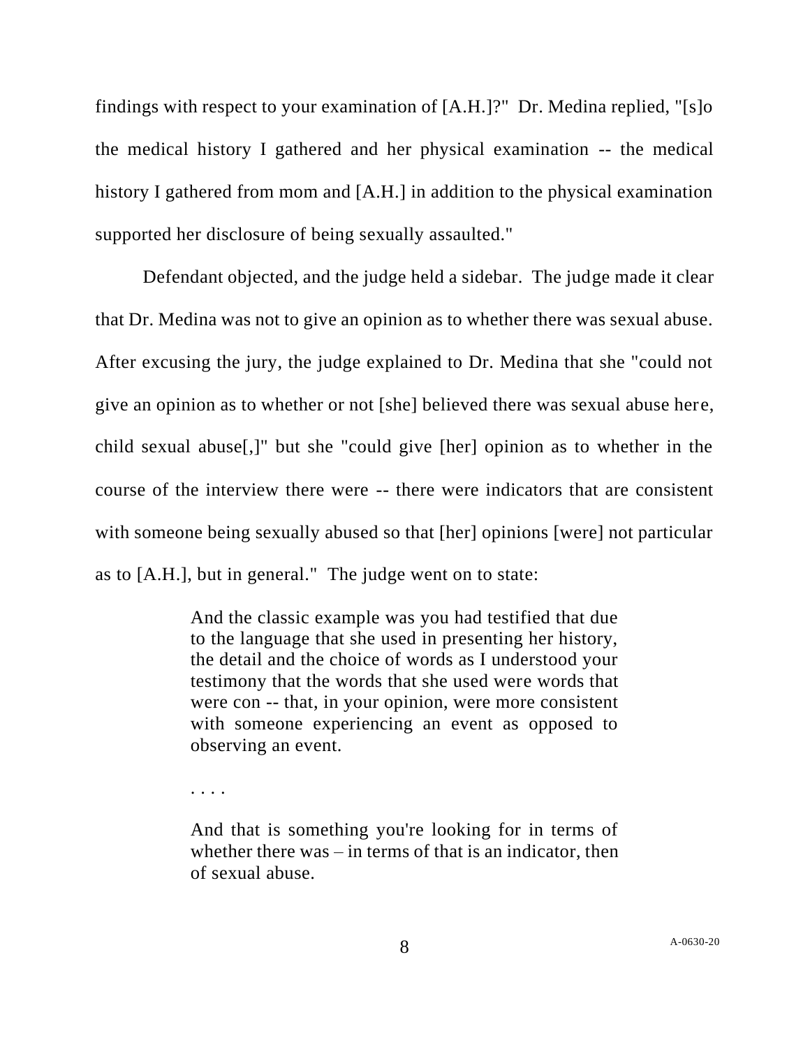findings with respect to your examination of [A.H.]?" Dr. Medina replied, "[s]o the medical history I gathered and her physical examination -- the medical history I gathered from mom and [A.H.] in addition to the physical examination supported her disclosure of being sexually assaulted."

Defendant objected, and the judge held a sidebar. The judge made it clear that Dr. Medina was not to give an opinion as to whether there was sexual abuse. After excusing the jury, the judge explained to Dr. Medina that she "could not give an opinion as to whether or not [she] believed there was sexual abuse here, child sexual abuse[,]" but she "could give [her] opinion as to whether in the course of the interview there were -- there were indicators that are consistent with someone being sexually abused so that [her] opinions [were] not particular as to [A.H.], but in general." The judge went on to state:

> And the classic example was you had testified that due to the language that she used in presenting her history, the detail and the choice of words as I understood your testimony that the words that she used were words that were con -- that, in your opinion, were more consistent with someone experiencing an event as opposed to observing an event.
>
> . . . .
>
> And that is something you're looking for in terms of whether there was – in terms of that is an indicator, then of sexual abuse.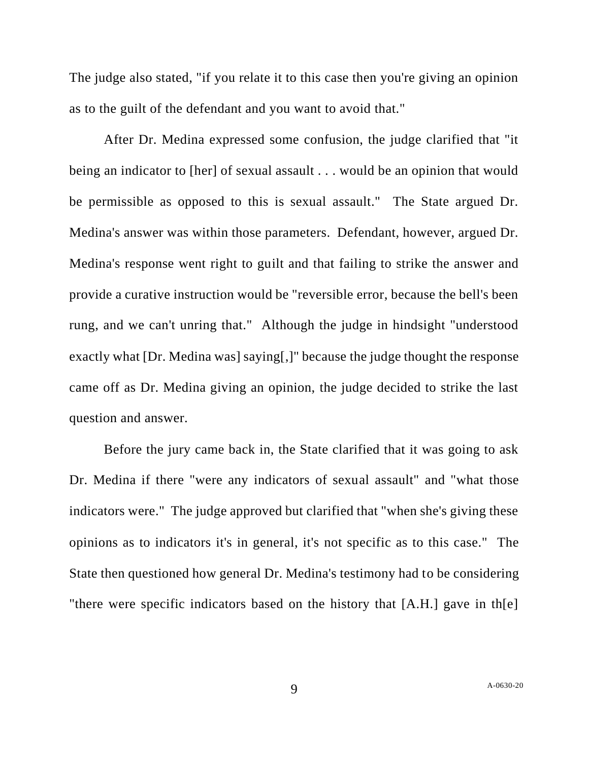The judge also stated, "if you relate it to this case then you're giving an opinion as to the guilt of the defendant and you want to avoid that."

After Dr. Medina expressed some confusion, the judge clarified that "it being an indicator to [her] of sexual assault . . . would be an opinion that would be permissible as opposed to this is sexual assault." The State argued Dr. Medina's answer was within those parameters. Defendant, however, argued Dr. Medina's response went right to guilt and that failing to strike the answer and provide a curative instruction would be "reversible error, because the bell's been rung, and we can't unring that." Although the judge in hindsight "understood exactly what [Dr. Medina was] saying[,]" because the judge thought the response came off as Dr. Medina giving an opinion, the judge decided to strike the last question and answer.

Before the jury came back in, the State clarified that it was going to ask Dr. Medina if there "were any indicators of sexual assault" and "what those indicators were." The judge approved but clarified that "when she's giving these opinions as to indicators it's in general, it's not specific as to this case." The State then questioned how general Dr. Medina's testimony had to be considering "there were specific indicators based on the history that [A.H.] gave in th[e]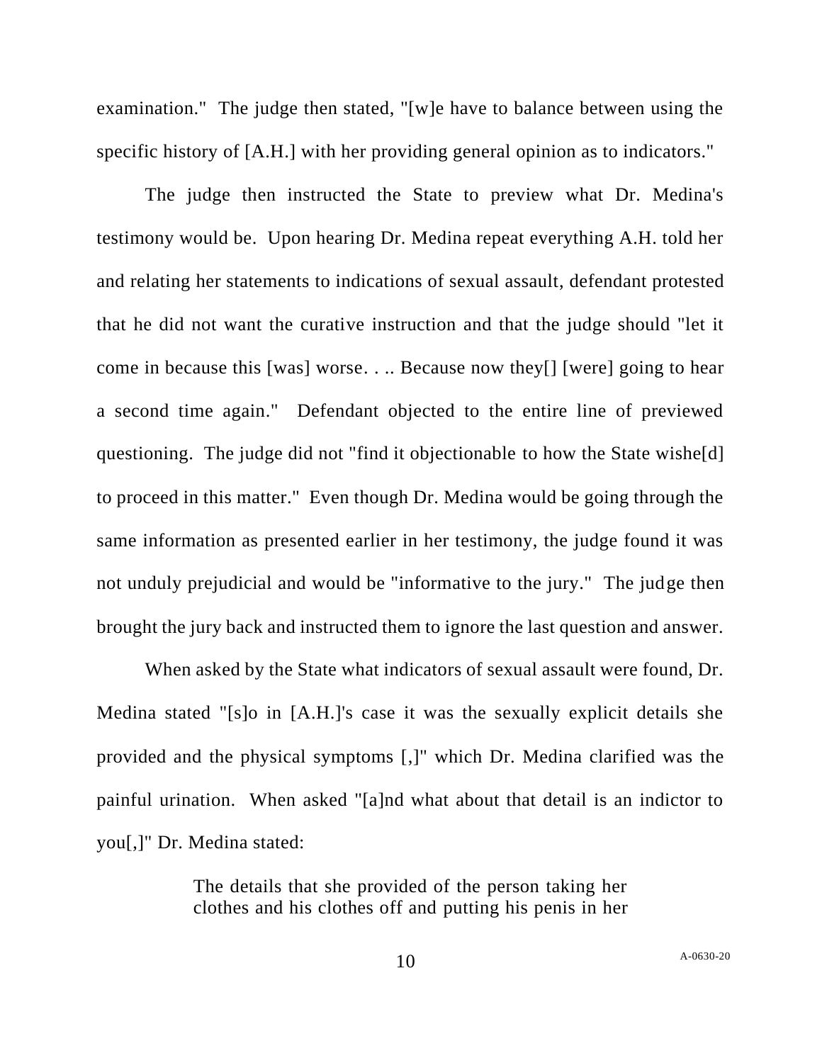examination." The judge then stated, "[w]e have to balance between using the specific history of [A.H.] with her providing general opinion as to indicators."

The judge then instructed the State to preview what Dr. Medina's testimony would be. Upon hearing Dr. Medina repeat everything A.H. told her and relating her statements to indications of sexual assault, defendant protested that he did not want the curative instruction and that the judge should "let it come in because this [was] worse. . .. Because now they[] [were] going to hear a second time again." Defendant objected to the entire line of previewed questioning. The judge did not "find it objectionable to how the State wishe[d] to proceed in this matter." Even though Dr. Medina would be going through the same information as presented earlier in her testimony, the judge found it was not unduly prejudicial and would be "informative to the jury." The judge then brought the jury back and instructed them to ignore the last question and answer.

When asked by the State what indicators of sexual assault were found, Dr. Medina stated "[s]o in [A.H.]'s case it was the sexually explicit details she provided and the physical symptoms [,]" which Dr. Medina clarified was the painful urination. When asked "[a]nd what about that detail is an indictor to you[,]" Dr. Medina stated:

> The details that she provided of the person taking her clothes and his clothes off and putting his penis in her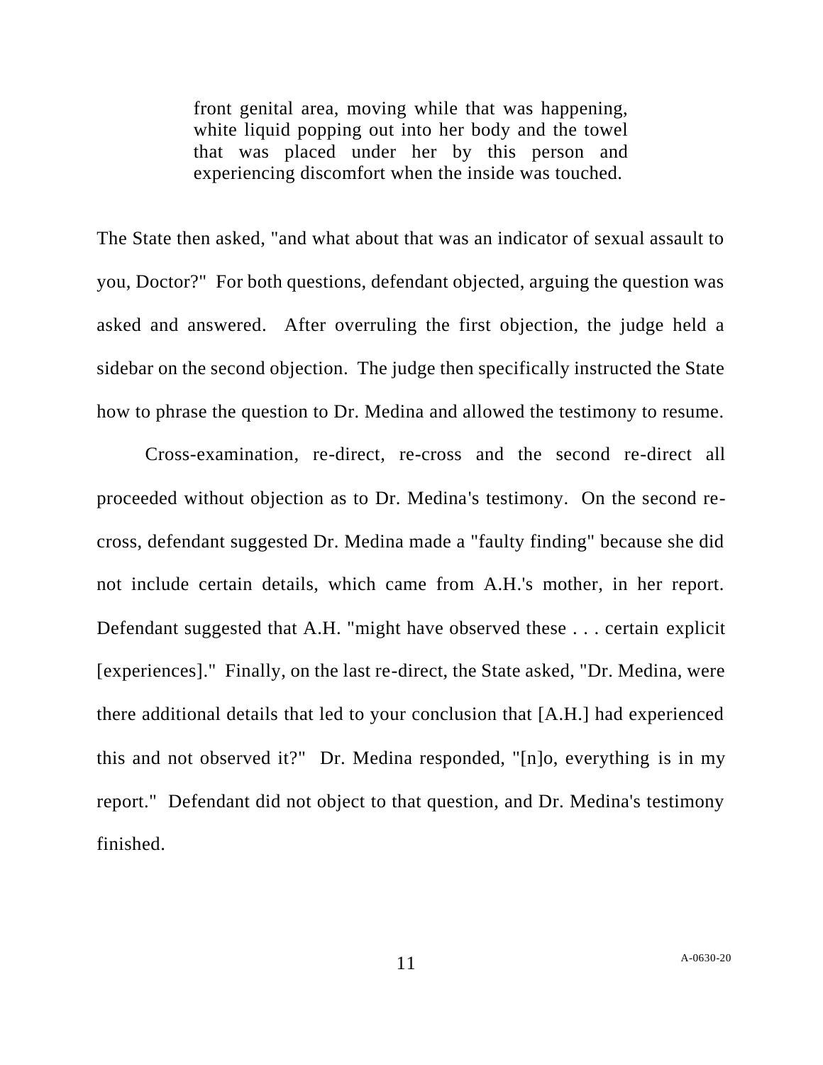> front genital area, moving while that was happening, white liquid popping out into her body and the towel that was placed under her by this person and experiencing discomfort when the inside was touched.

The State then asked, "and what about that was an indicator of sexual assault to you, Doctor?" For both questions, defendant objected, arguing the question was asked and answered. After overruling the first objection, the judge held a sidebar on the second objection. The judge then specifically instructed the State how to phrase the question to Dr. Medina and allowed the testimony to resume.

Cross-examination, re-direct, re-cross and the second re-direct all proceeded without objection as to Dr. Medina's testimony. On the second re-cross, defendant suggested Dr. Medina made a "faulty finding" because she did not include certain details, which came from A.H.'s mother, in her report. Defendant suggested that A.H. "might have observed these . . . certain explicit [experiences]." Finally, on the last re-direct, the State asked, "Dr. Medina, were there additional details that led to your conclusion that [A.H.] had experienced this and not observed it?" Dr. Medina responded, "[n]o, everything is in my report." Defendant did not object to that question, and Dr. Medina's testimony finished.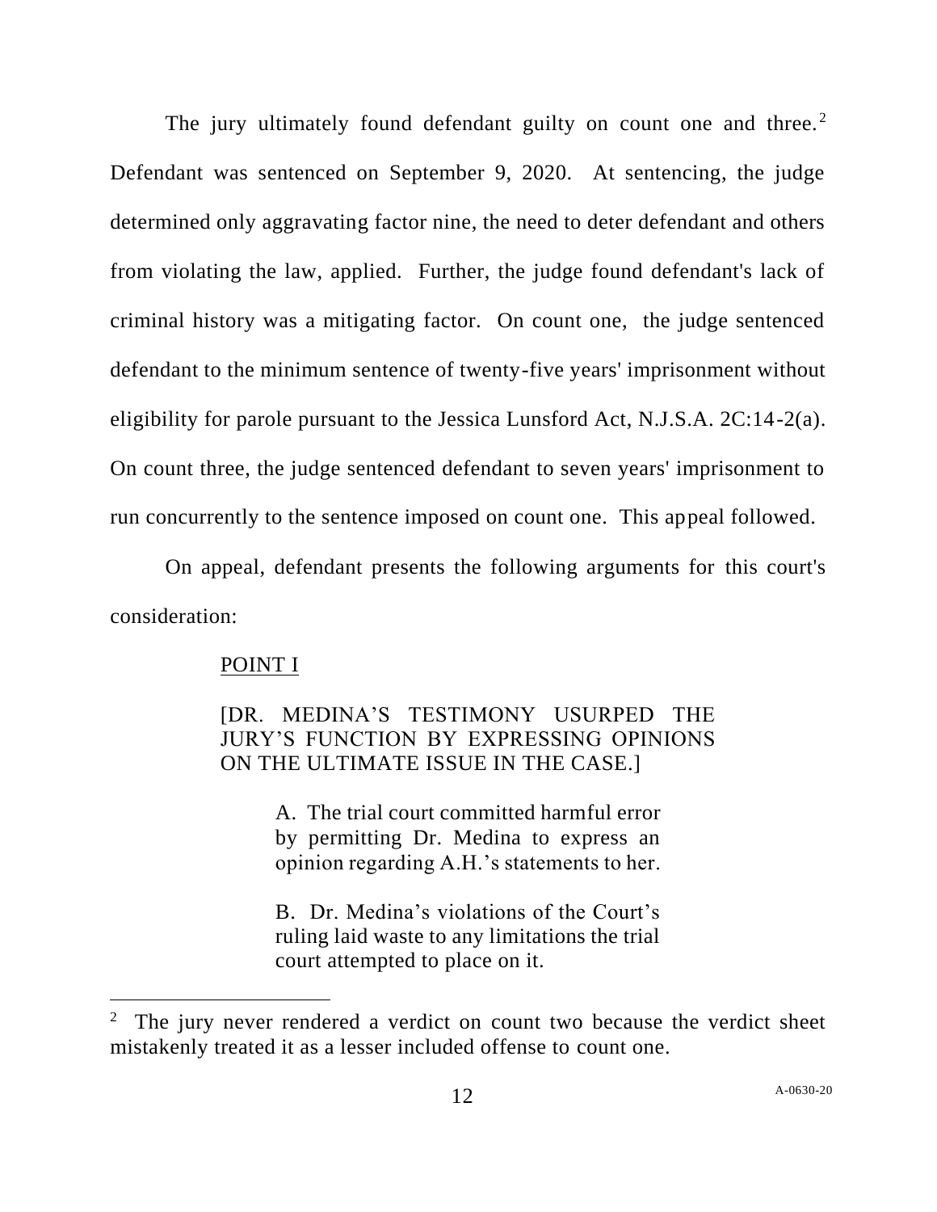The jury ultimately found defendant guilty on count one and three.[2] Defendant was sentenced on September 9, 2020. At sentencing, the judge determined only aggravating factor nine, the need to deter defendant and others from violating the law, applied. Further, the judge found defendant's lack of criminal history was a mitigating factor. On count one, the judge sentenced defendant to the minimum sentence of twenty-five years' imprisonment without eligibility for parole pursuant to the Jessica Lunsford Act, N.J.S.A. 2C:14-2(a). On count three, the judge sentenced defendant to seven years' imprisonment to run concurrently to the sentence imposed on count one. This appeal followed.

On appeal, defendant presents the following arguments for this court's consideration:

> POINT I
>
> [DR. MEDINA'S TESTIMONY USURPED THE JURY'S FUNCTION BY EXPRESSING OPINIONS ON THE ULTIMATE ISSUE IN THE CASE.]
>
> > A. The trial court committed harmful error by permitting Dr. Medina to express an opinion regarding A.H.'s statements to her.
> >
> > B. Dr. Medina's violations of the Court's ruling laid waste to any limitations the trial court attempted to place on it.

---

[2] The jury never rendered a verdict on count two because the verdict sheet mistakenly treated it as a lesser included offense to count one.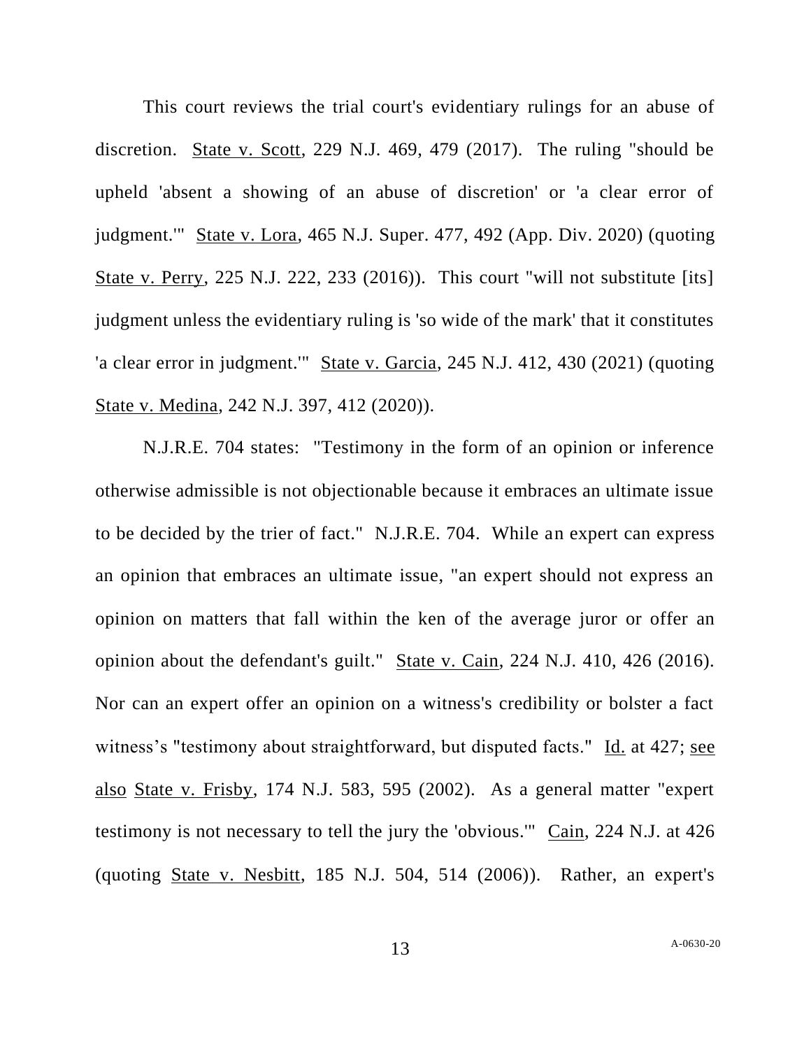This court reviews the trial court's evidentiary rulings for an abuse of discretion. State v. Scott, 229 N.J. 469, 479 (2017). The ruling "should be upheld 'absent a showing of an abuse of discretion' or 'a clear error of judgment.'" State v. Lora, 465 N.J. Super. 477, 492 (App. Div. 2020) (quoting State v. Perry, 225 N.J. 222, 233 (2016)). This court "will not substitute [its] judgment unless the evidentiary ruling is 'so wide of the mark' that it constitutes 'a clear error in judgment.'" State v. Garcia, 245 N.J. 412, 430 (2021) (quoting State v. Medina, 242 N.J. 397, 412 (2020)).

N.J.R.E. 704 states: "Testimony in the form of an opinion or inference otherwise admissible is not objectionable because it embraces an ultimate issue to be decided by the trier of fact." N.J.R.E. 704. While an expert can express an opinion that embraces an ultimate issue, "an expert should not express an opinion on matters that fall within the ken of the average juror or offer an opinion about the defendant's guilt." State v. Cain, 224 N.J. 410, 426 (2016). Nor can an expert offer an opinion on a witness's credibility or bolster a fact witness's "testimony about straightforward, but disputed facts." Id. at 427; see also State v. Frisby, 174 N.J. 583, 595 (2002). As a general matter "expert testimony is not necessary to tell the jury the 'obvious.'" Cain, 224 N.J. at 426 (quoting State v. Nesbitt, 185 N.J. 504, 514 (2006)). Rather, an expert's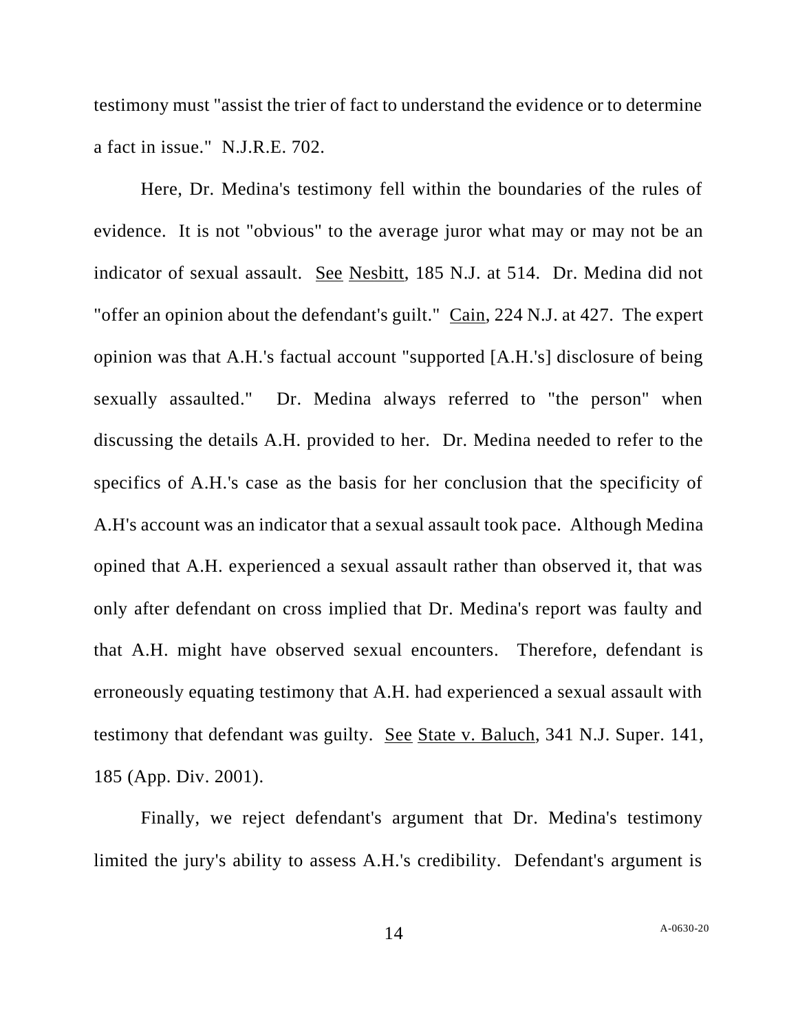testimony must "assist the trier of fact to understand the evidence or to determine a fact in issue." N.J.R.E. 702.

Here, Dr. Medina's testimony fell within the boundaries of the rules of evidence. It is not "obvious" to the average juror what may or may not be an indicator of sexual assault. See Nesbitt, 185 N.J. at 514. Dr. Medina did not "offer an opinion about the defendant's guilt." Cain, 224 N.J. at 427. The expert opinion was that A.H.'s factual account "supported [A.H.'s] disclosure of being sexually assaulted." Dr. Medina always referred to "the person" when discussing the details A.H. provided to her. Dr. Medina needed to refer to the specifics of A.H.'s case as the basis for her conclusion that the specificity of A.H's account was an indicator that a sexual assault took pace. Although Medina opined that A.H. experienced a sexual assault rather than observed it, that was only after defendant on cross implied that Dr. Medina's report was faulty and that A.H. might have observed sexual encounters. Therefore, defendant is erroneously equating testimony that A.H. had experienced a sexual assault with testimony that defendant was guilty. See State v. Baluch, 341 N.J. Super. 141, 185 (App. Div. 2001).

Finally, we reject defendant's argument that Dr. Medina's testimony limited the jury's ability to assess A.H.'s credibility. Defendant's argument is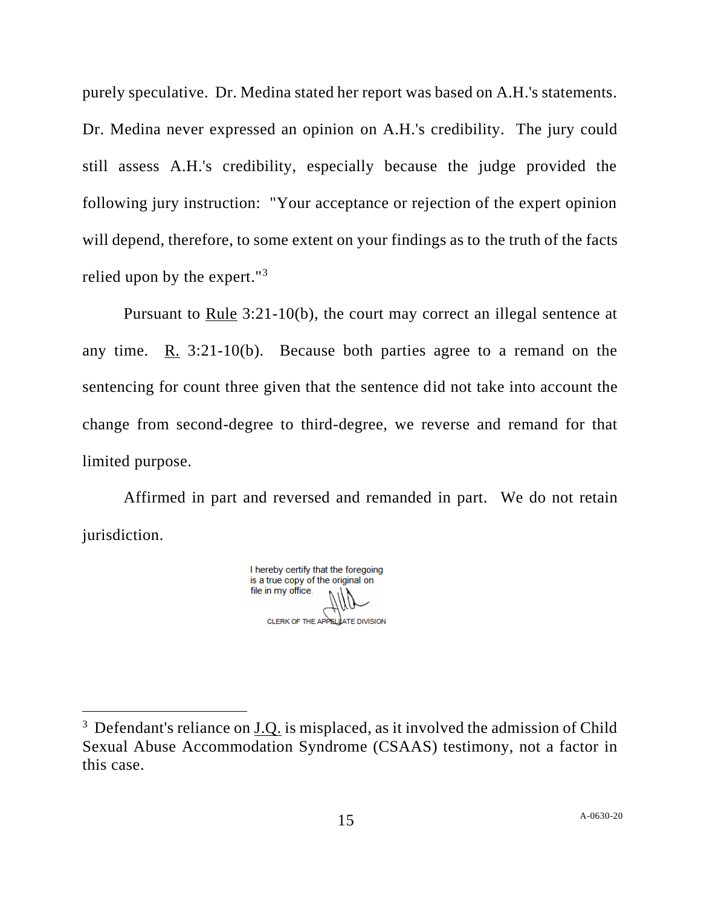purely speculative. Dr. Medina stated her report was based on A.H.'s statements. Dr. Medina never expressed an opinion on A.H.'s credibility. The jury could still assess A.H.'s credibility, especially because the judge provided the following jury instruction: "Your acceptance or rejection of the expert opinion will depend, therefore, to some extent on your findings as to the truth of the facts relied upon by the expert."[3]

Pursuant to Rule 3:21-10(b), the court may correct an illegal sentence at any time. R. 3:21-10(b). Because both parties agree to a remand on the sentencing for count three given that the sentence did not take into account the change from second-degree to third-degree, we reverse and remand for that limited purpose.

Affirmed in part and reversed and remanded in part. We do not retain jurisdiction.

I hereby certify that the foregoing is a true copy of the original on file in my office.

CLERK OF THE APPELLATE DIVISION

---

[3] Defendant's reliance on J.Q. is misplaced, as it involved the admission of Child Sexual Abuse Accommodation Syndrome (CSAAS) testimony, not a factor in this case.